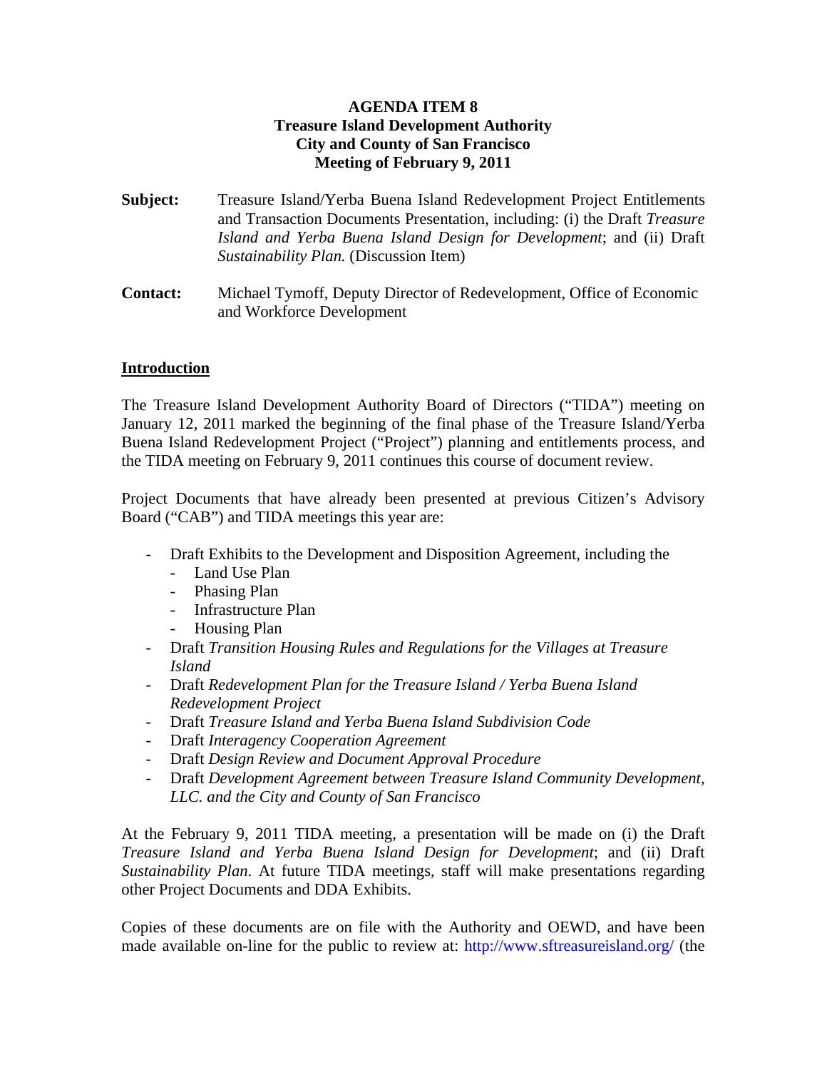**AGENDA ITEM 8**
**Treasure Island Development Authority**
**City and County of San Francisco**
**Meeting of February 9, 2011**

**Subject:** Treasure Island/Yerba Buena Island Redevelopment Project Entitlements and Transaction Documents Presentation, including: (i) the Draft *Treasure Island and Yerba Buena Island Design for Development*; and (ii) Draft *Sustainability Plan.* (Discussion Item)

**Contact:** Michael Tymoff, Deputy Director of Redevelopment, Office of Economic and Workforce Development

## Introduction

The Treasure Island Development Authority Board of Directors ("TIDA") meeting on January 12, 2011 marked the beginning of the final phase of the Treasure Island/Yerba Buena Island Redevelopment Project ("Project") planning and entitlements process, and the TIDA meeting on February 9, 2011 continues this course of document review.

Project Documents that have already been presented at previous Citizen's Advisory Board ("CAB") and TIDA meetings this year are:

- Draft Exhibits to the Development and Disposition Agreement, including the
  - Land Use Plan
  - Phasing Plan
  - Infrastructure Plan
  - Housing Plan
- Draft *Transition Housing Rules and Regulations for the Villages at Treasure Island*
- Draft *Redevelopment Plan for the Treasure Island / Yerba Buena Island Redevelopment Project*
- Draft *Treasure Island and Yerba Buena Island Subdivision Code*
- Draft *Interagency Cooperation Agreement*
- Draft *Design Review and Document Approval Procedure*
- Draft *Development Agreement between Treasure Island Community Development, LLC. and the City and County of San Francisco*

At the February 9, 2011 TIDA meeting, a presentation will be made on (i) the Draft *Treasure Island and Yerba Buena Island Design for Development*; and (ii) Draft *Sustainability Plan*. At future TIDA meetings, staff will make presentations regarding other Project Documents and DDA Exhibits.

Copies of these documents are on file with the Authority and OEWD, and have been made available on-line for the public to review at: http://www.sftreasureisland.org/ (the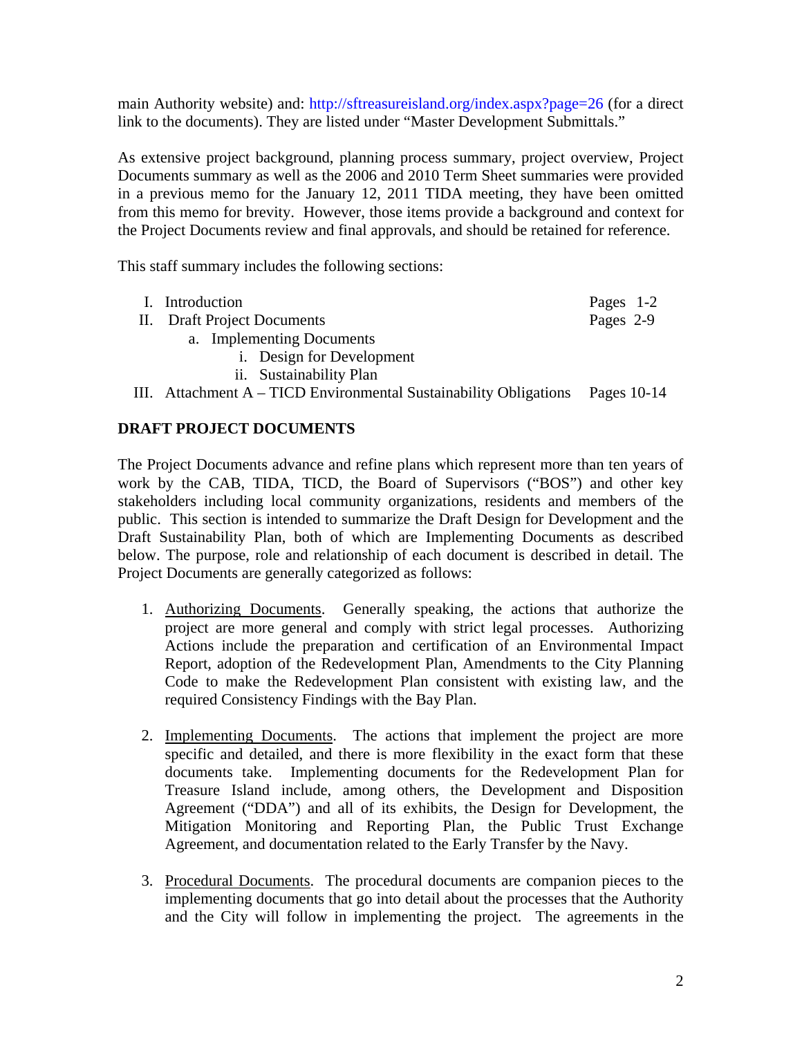main Authority website) and: http://sftreasureisland.org/index.aspx?page=26 (for a direct link to the documents). They are listed under "Master Development Submittals."

As extensive project background, planning process summary, project overview, Project Documents summary as well as the 2006 and 2010 Term Sheet summaries were provided in a previous memo for the January 12, 2011 TIDA meeting, they have been omitted from this memo for brevity. However, those items provide a background and context for the Project Documents review and final approvals, and should be retained for reference.

This staff summary includes the following sections:

| | |
|---|---|
| I. Introduction | Pages 1-2 |
| II. Draft Project Documents | Pages 2-9 |
| a. Implementing Documents | |
| i. Design for Development | |
| ii. Sustainability Plan | |
| III. Attachment A – TICD Environmental Sustainability Obligations | Pages 10-14 |

## DRAFT PROJECT DOCUMENTS

The Project Documents advance and refine plans which represent more than ten years of work by the CAB, TIDA, TICD, the Board of Supervisors ("BOS") and other key stakeholders including local community organizations, residents and members of the public. This section is intended to summarize the Draft Design for Development and the Draft Sustainability Plan, both of which are Implementing Documents as described below. The purpose, role and relationship of each document is described in detail. The Project Documents are generally categorized as follows:

1. Authorizing Documents. Generally speaking, the actions that authorize the project are more general and comply with strict legal processes. Authorizing Actions include the preparation and certification of an Environmental Impact Report, adoption of the Redevelopment Plan, Amendments to the City Planning Code to make the Redevelopment Plan consistent with existing law, and the required Consistency Findings with the Bay Plan.

2. Implementing Documents. The actions that implement the project are more specific and detailed, and there is more flexibility in the exact form that these documents take. Implementing documents for the Redevelopment Plan for Treasure Island include, among others, the Development and Disposition Agreement ("DDA") and all of its exhibits, the Design for Development, the Mitigation Monitoring and Reporting Plan, the Public Trust Exchange Agreement, and documentation related to the Early Transfer by the Navy.

3. Procedural Documents. The procedural documents are companion pieces to the implementing documents that go into detail about the processes that the Authority and the City will follow in implementing the project. The agreements in the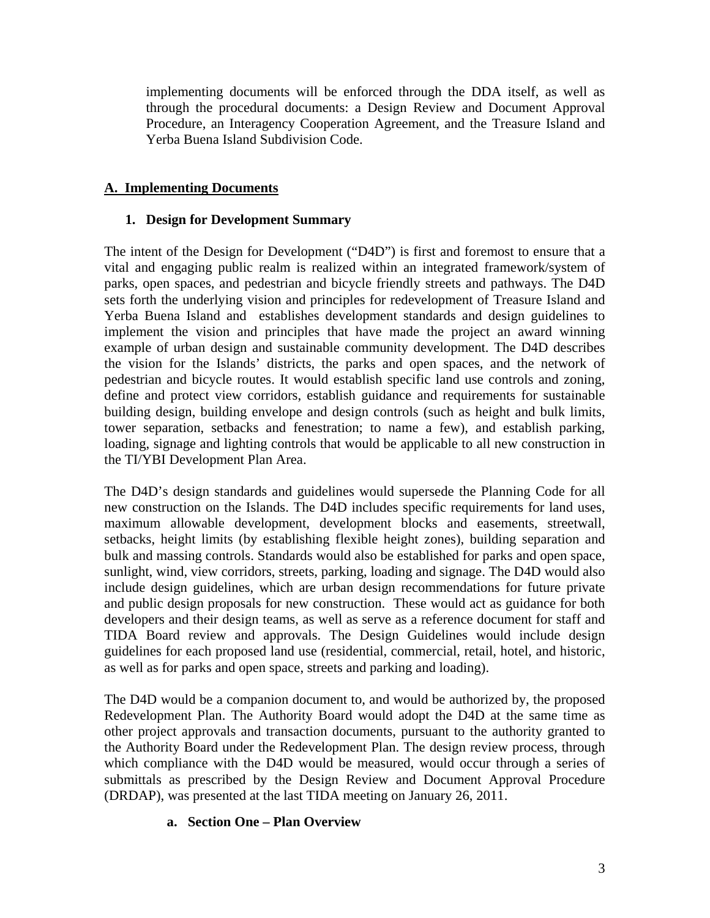implementing documents will be enforced through the DDA itself, as well as through the procedural documents: a Design Review and Document Approval Procedure, an Interagency Cooperation Agreement, and the Treasure Island and Yerba Buena Island Subdivision Code.

## A. Implementing Documents

### 1. Design for Development Summary

The intent of the Design for Development ("D4D") is first and foremost to ensure that a vital and engaging public realm is realized within an integrated framework/system of parks, open spaces, and pedestrian and bicycle friendly streets and pathways. The D4D sets forth the underlying vision and principles for redevelopment of Treasure Island and Yerba Buena Island and establishes development standards and design guidelines to implement the vision and principles that have made the project an award winning example of urban design and sustainable community development. The D4D describes the vision for the Islands' districts, the parks and open spaces, and the network of pedestrian and bicycle routes. It would establish specific land use controls and zoning, define and protect view corridors, establish guidance and requirements for sustainable building design, building envelope and design controls (such as height and bulk limits, tower separation, setbacks and fenestration; to name a few), and establish parking, loading, signage and lighting controls that would be applicable to all new construction in the TI/YBI Development Plan Area.

The D4D's design standards and guidelines would supersede the Planning Code for all new construction on the Islands. The D4D includes specific requirements for land uses, maximum allowable development, development blocks and easements, streetwall, setbacks, height limits (by establishing flexible height zones), building separation and bulk and massing controls. Standards would also be established for parks and open space, sunlight, wind, view corridors, streets, parking, loading and signage. The D4D would also include design guidelines, which are urban design recommendations for future private and public design proposals for new construction. These would act as guidance for both developers and their design teams, as well as serve as a reference document for staff and TIDA Board review and approvals. The Design Guidelines would include design guidelines for each proposed land use (residential, commercial, retail, hotel, and historic, as well as for parks and open space, streets and parking and loading).

The D4D would be a companion document to, and would be authorized by, the proposed Redevelopment Plan. The Authority Board would adopt the D4D at the same time as other project approvals and transaction documents, pursuant to the authority granted to the Authority Board under the Redevelopment Plan. The design review process, through which compliance with the D4D would be measured, would occur through a series of submittals as prescribed by the Design Review and Document Approval Procedure (DRDAP), was presented at the last TIDA meeting on January 26, 2011.

#### a. Section One – Plan Overview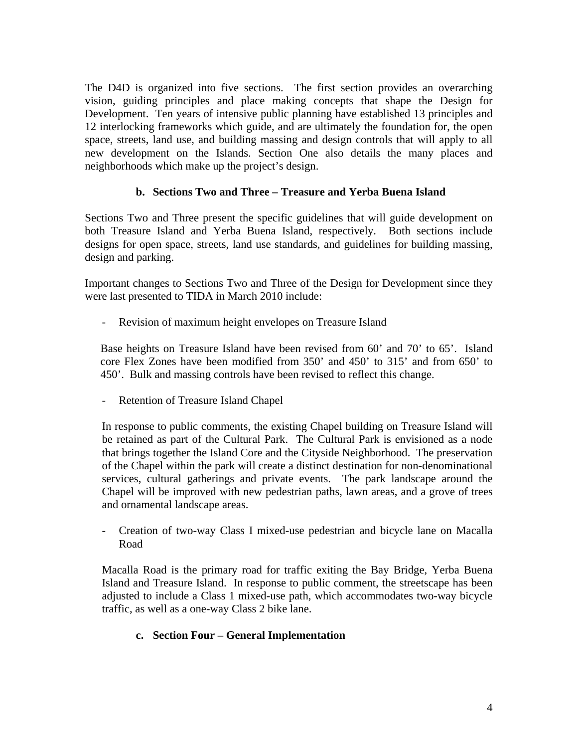The D4D is organized into five sections. The first section provides an overarching vision, guiding principles and place making concepts that shape the Design for Development. Ten years of intensive public planning have established 13 principles and 12 interlocking frameworks which guide, and are ultimately the foundation for, the open space, streets, land use, and building massing and design controls that will apply to all new development on the Islands. Section One also details the many places and neighborhoods which make up the project's design.

### b. Sections Two and Three – Treasure and Yerba Buena Island

Sections Two and Three present the specific guidelines that will guide development on both Treasure Island and Yerba Buena Island, respectively. Both sections include designs for open space, streets, land use standards, and guidelines for building massing, design and parking.

Important changes to Sections Two and Three of the Design for Development since they were last presented to TIDA in March 2010 include:

- Revision of maximum height envelopes on Treasure Island

Base heights on Treasure Island have been revised from 60' and 70' to 65'. Island core Flex Zones have been modified from 350' and 450' to 315' and from 650' to 450'. Bulk and massing controls have been revised to reflect this change.

- Retention of Treasure Island Chapel

In response to public comments, the existing Chapel building on Treasure Island will be retained as part of the Cultural Park. The Cultural Park is envisioned as a node that brings together the Island Core and the Cityside Neighborhood. The preservation of the Chapel within the park will create a distinct destination for non-denominational services, cultural gatherings and private events. The park landscape around the Chapel will be improved with new pedestrian paths, lawn areas, and a grove of trees and ornamental landscape areas.

- Creation of two-way Class I mixed-use pedestrian and bicycle lane on Macalla Road

Macalla Road is the primary road for traffic exiting the Bay Bridge, Yerba Buena Island and Treasure Island. In response to public comment, the streetscape has been adjusted to include a Class 1 mixed-use path, which accommodates two-way bicycle traffic, as well as a one-way Class 2 bike lane.

### c. Section Four – General Implementation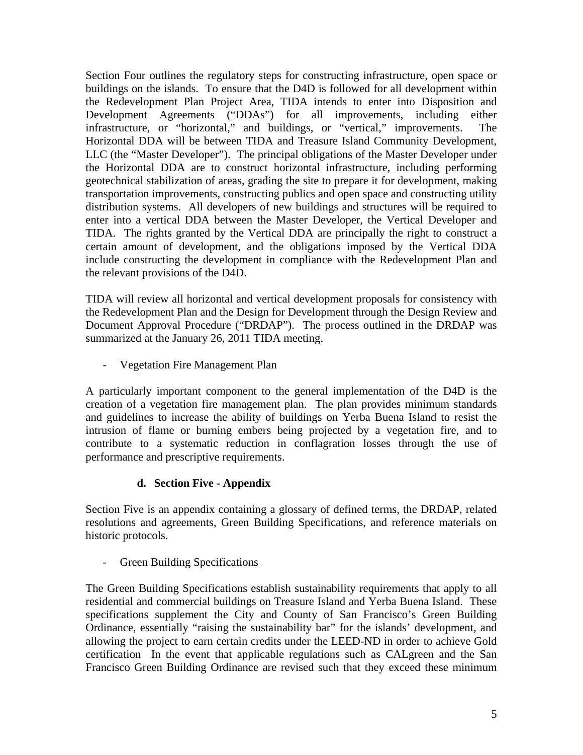Section Four outlines the regulatory steps for constructing infrastructure, open space or buildings on the islands. To ensure that the D4D is followed for all development within the Redevelopment Plan Project Area, TIDA intends to enter into Disposition and Development Agreements ("DDAs") for all improvements, including either infrastructure, or "horizontal," and buildings, or "vertical," improvements. The Horizontal DDA will be between TIDA and Treasure Island Community Development, LLC (the "Master Developer"). The principal obligations of the Master Developer under the Horizontal DDA are to construct horizontal infrastructure, including performing geotechnical stabilization of areas, grading the site to prepare it for development, making transportation improvements, constructing publics and open space and constructing utility distribution systems. All developers of new buildings and structures will be required to enter into a vertical DDA between the Master Developer, the Vertical Developer and TIDA. The rights granted by the Vertical DDA are principally the right to construct a certain amount of development, and the obligations imposed by the Vertical DDA include constructing the development in compliance with the Redevelopment Plan and the relevant provisions of the D4D.

TIDA will review all horizontal and vertical development proposals for consistency with the Redevelopment Plan and the Design for Development through the Design Review and Document Approval Procedure ("DRDAP"). The process outlined in the DRDAP was summarized at the January 26, 2011 TIDA meeting.

- Vegetation Fire Management Plan

A particularly important component to the general implementation of the D4D is the creation of a vegetation fire management plan. The plan provides minimum standards and guidelines to increase the ability of buildings on Yerba Buena Island to resist the intrusion of flame or burning embers being projected by a vegetation fire, and to contribute to a systematic reduction in conflagration losses through the use of performance and prescriptive requirements.

### d. Section Five - Appendix

Section Five is an appendix containing a glossary of defined terms, the DRDAP, related resolutions and agreements, Green Building Specifications, and reference materials on historic protocols.

- Green Building Specifications

The Green Building Specifications establish sustainability requirements that apply to all residential and commercial buildings on Treasure Island and Yerba Buena Island. These specifications supplement the City and County of San Francisco's Green Building Ordinance, essentially "raising the sustainability bar" for the islands' development, and allowing the project to earn certain credits under the LEED-ND in order to achieve Gold certification In the event that applicable regulations such as CALgreen and the San Francisco Green Building Ordinance are revised such that they exceed these minimum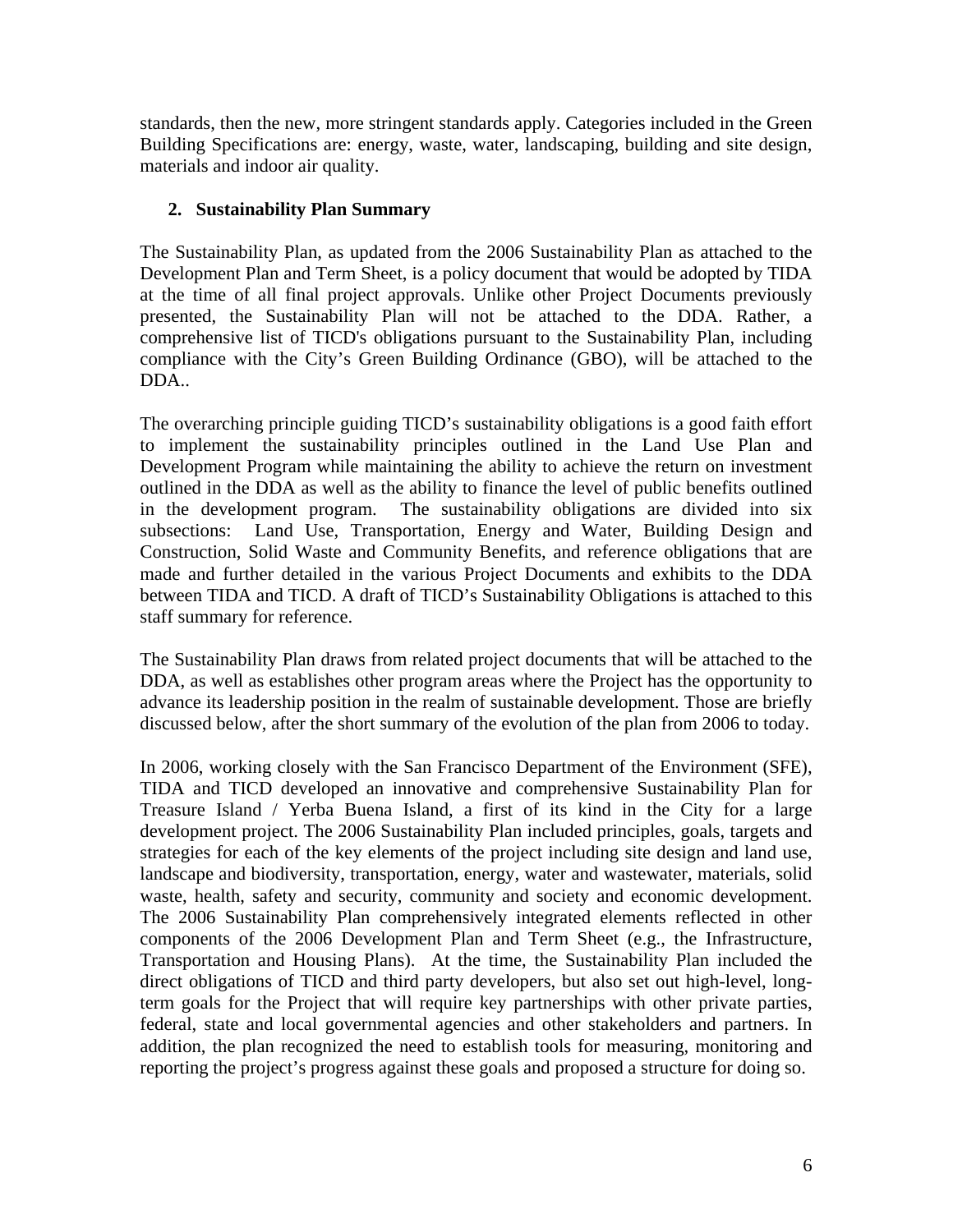standards, then the new, more stringent standards apply. Categories included in the Green Building Specifications are: energy, waste, water, landscaping, building and site design, materials and indoor air quality.

## 2. Sustainability Plan Summary

The Sustainability Plan, as updated from the 2006 Sustainability Plan as attached to the Development Plan and Term Sheet, is a policy document that would be adopted by TIDA at the time of all final project approvals. Unlike other Project Documents previously presented, the Sustainability Plan will not be attached to the DDA. Rather, a comprehensive list of TICD's obligations pursuant to the Sustainability Plan, including compliance with the City's Green Building Ordinance (GBO), will be attached to the DDA..

The overarching principle guiding TICD's sustainability obligations is a good faith effort to implement the sustainability principles outlined in the Land Use Plan and Development Program while maintaining the ability to achieve the return on investment outlined in the DDA as well as the ability to finance the level of public benefits outlined in the development program. The sustainability obligations are divided into six subsections: Land Use, Transportation, Energy and Water, Building Design and Construction, Solid Waste and Community Benefits, and reference obligations that are made and further detailed in the various Project Documents and exhibits to the DDA between TIDA and TICD. A draft of TICD's Sustainability Obligations is attached to this staff summary for reference.

The Sustainability Plan draws from related project documents that will be attached to the DDA, as well as establishes other program areas where the Project has the opportunity to advance its leadership position in the realm of sustainable development. Those are briefly discussed below, after the short summary of the evolution of the plan from 2006 to today.

In 2006, working closely with the San Francisco Department of the Environment (SFE), TIDA and TICD developed an innovative and comprehensive Sustainability Plan for Treasure Island / Yerba Buena Island, a first of its kind in the City for a large development project. The 2006 Sustainability Plan included principles, goals, targets and strategies for each of the key elements of the project including site design and land use, landscape and biodiversity, transportation, energy, water and wastewater, materials, solid waste, health, safety and security, community and society and economic development. The 2006 Sustainability Plan comprehensively integrated elements reflected in other components of the 2006 Development Plan and Term Sheet (e.g., the Infrastructure, Transportation and Housing Plans). At the time, the Sustainability Plan included the direct obligations of TICD and third party developers, but also set out high-level, long-term goals for the Project that will require key partnerships with other private parties, federal, state and local governmental agencies and other stakeholders and partners. In addition, the plan recognized the need to establish tools for measuring, monitoring and reporting the project's progress against these goals and proposed a structure for doing so.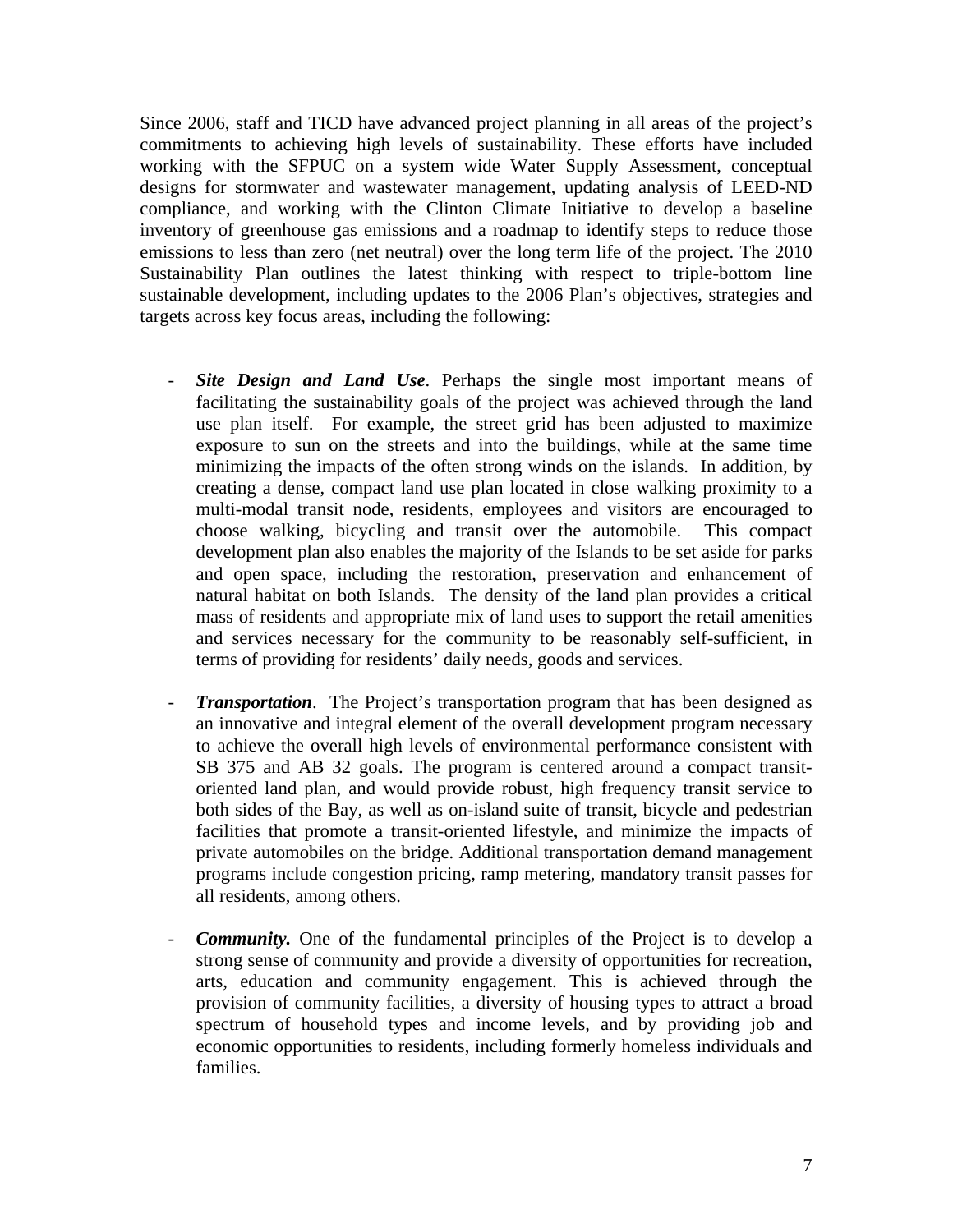Since 2006, staff and TICD have advanced project planning in all areas of the project's commitments to achieving high levels of sustainability. These efforts have included working with the SFPUC on a system wide Water Supply Assessment, conceptual designs for stormwater and wastewater management, updating analysis of LEED-ND compliance, and working with the Clinton Climate Initiative to develop a baseline inventory of greenhouse gas emissions and a roadmap to identify steps to reduce those emissions to less than zero (net neutral) over the long term life of the project. The 2010 Sustainability Plan outlines the latest thinking with respect to triple-bottom line sustainable development, including updates to the 2006 Plan's objectives, strategies and targets across key focus areas, including the following:

- ***Site Design and Land Use***. Perhaps the single most important means of facilitating the sustainability goals of the project was achieved through the land use plan itself. For example, the street grid has been adjusted to maximize exposure to sun on the streets and into the buildings, while at the same time minimizing the impacts of the often strong winds on the islands. In addition, by creating a dense, compact land use plan located in close walking proximity to a multi-modal transit node, residents, employees and visitors are encouraged to choose walking, bicycling and transit over the automobile. This compact development plan also enables the majority of the Islands to be set aside for parks and open space, including the restoration, preservation and enhancement of natural habitat on both Islands. The density of the land plan provides a critical mass of residents and appropriate mix of land uses to support the retail amenities and services necessary for the community to be reasonably self-sufficient, in terms of providing for residents' daily needs, goods and services.

- ***Transportation***. The Project's transportation program that has been designed as an innovative and integral element of the overall development program necessary to achieve the overall high levels of environmental performance consistent with SB 375 and AB 32 goals. The program is centered around a compact transit-oriented land plan, and would provide robust, high frequency transit service to both sides of the Bay, as well as on-island suite of transit, bicycle and pedestrian facilities that promote a transit-oriented lifestyle, and minimize the impacts of private automobiles on the bridge. Additional transportation demand management programs include congestion pricing, ramp metering, mandatory transit passes for all residents, among others.

- ***Community.*** One of the fundamental principles of the Project is to develop a strong sense of community and provide a diversity of opportunities for recreation, arts, education and community engagement. This is achieved through the provision of community facilities, a diversity of housing types to attract a broad spectrum of household types and income levels, and by providing job and economic opportunities to residents, including formerly homeless individuals and families.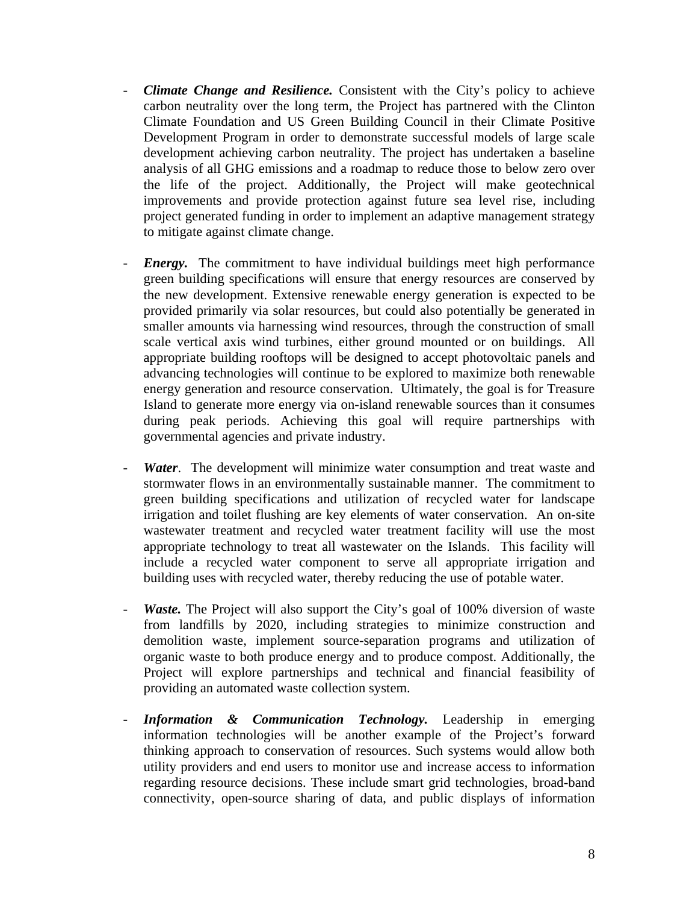- ***Climate Change and Resilience.*** Consistent with the City's policy to achieve carbon neutrality over the long term, the Project has partnered with the Clinton Climate Foundation and US Green Building Council in their Climate Positive Development Program in order to demonstrate successful models of large scale development achieving carbon neutrality. The project has undertaken a baseline analysis of all GHG emissions and a roadmap to reduce those to below zero over the life of the project. Additionally, the Project will make geotechnical improvements and provide protection against future sea level rise, including project generated funding in order to implement an adaptive management strategy to mitigate against climate change.

- ***Energy.*** The commitment to have individual buildings meet high performance green building specifications will ensure that energy resources are conserved by the new development. Extensive renewable energy generation is expected to be provided primarily via solar resources, but could also potentially be generated in smaller amounts via harnessing wind resources, through the construction of small scale vertical axis wind turbines, either ground mounted or on buildings. All appropriate building rooftops will be designed to accept photovoltaic panels and advancing technologies will continue to be explored to maximize both renewable energy generation and resource conservation. Ultimately, the goal is for Treasure Island to generate more energy via on-island renewable sources than it consumes during peak periods. Achieving this goal will require partnerships with governmental agencies and private industry.

- ***Water***. The development will minimize water consumption and treat waste and stormwater flows in an environmentally sustainable manner. The commitment to green building specifications and utilization of recycled water for landscape irrigation and toilet flushing are key elements of water conservation. An on-site wastewater treatment and recycled water treatment facility will use the most appropriate technology to treat all wastewater on the Islands. This facility will include a recycled water component to serve all appropriate irrigation and building uses with recycled water, thereby reducing the use of potable water.

- ***Waste.*** The Project will also support the City's goal of 100% diversion of waste from landfills by 2020, including strategies to minimize construction and demolition waste, implement source-separation programs and utilization of organic waste to both produce energy and to produce compost. Additionally, the Project will explore partnerships and technical and financial feasibility of providing an automated waste collection system.

- ***Information & Communication Technology.*** Leadership in emerging information technologies will be another example of the Project's forward thinking approach to conservation of resources. Such systems would allow both utility providers and end users to monitor use and increase access to information regarding resource decisions. These include smart grid technologies, broad-band connectivity, open-source sharing of data, and public displays of information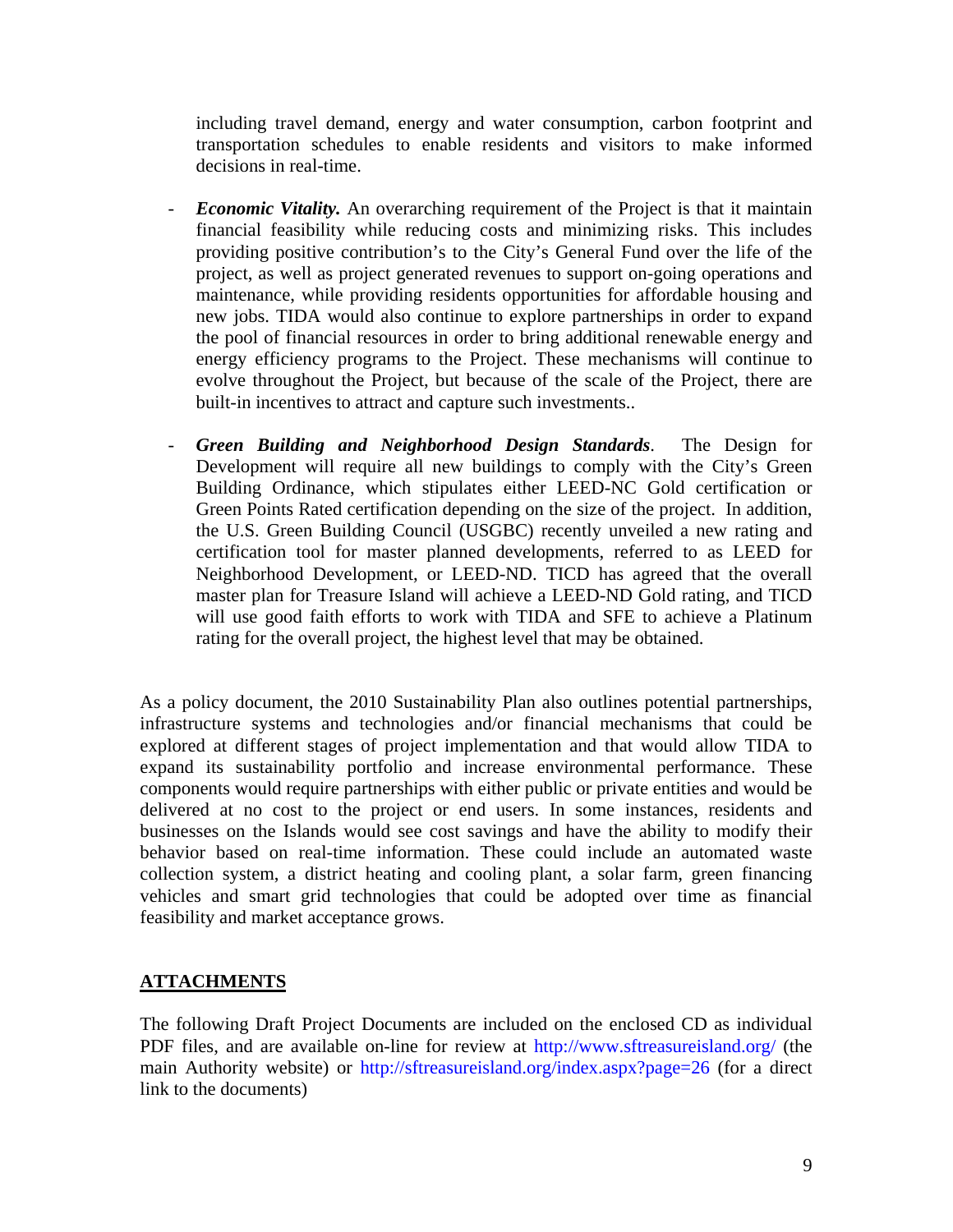including travel demand, energy and water consumption, carbon footprint and transportation schedules to enable residents and visitors to make informed decisions in real-time.

- ***Economic Vitality.*** An overarching requirement of the Project is that it maintain financial feasibility while reducing costs and minimizing risks. This includes providing positive contribution's to the City's General Fund over the life of the project, as well as project generated revenues to support on-going operations and maintenance, while providing residents opportunities for affordable housing and new jobs. TIDA would also continue to explore partnerships in order to expand the pool of financial resources in order to bring additional renewable energy and energy efficiency programs to the Project. These mechanisms will continue to evolve throughout the Project, but because of the scale of the Project, there are built-in incentives to attract and capture such investments..

- ***Green Building and Neighborhood Design Standards***. The Design for Development will require all new buildings to comply with the City's Green Building Ordinance, which stipulates either LEED-NC Gold certification or Green Points Rated certification depending on the size of the project. In addition, the U.S. Green Building Council (USGBC) recently unveiled a new rating and certification tool for master planned developments, referred to as LEED for Neighborhood Development, or LEED-ND. TICD has agreed that the overall master plan for Treasure Island will achieve a LEED-ND Gold rating, and TICD will use good faith efforts to work with TIDA and SFE to achieve a Platinum rating for the overall project, the highest level that may be obtained.

As a policy document, the 2010 Sustainability Plan also outlines potential partnerships, infrastructure systems and technologies and/or financial mechanisms that could be explored at different stages of project implementation and that would allow TIDA to expand its sustainability portfolio and increase environmental performance. These components would require partnerships with either public or private entities and would be delivered at no cost to the project or end users. In some instances, residents and businesses on the Islands would see cost savings and have the ability to modify their behavior based on real-time information. These could include an automated waste collection system, a district heating and cooling plant, a solar farm, green financing vehicles and smart grid technologies that could be adopted over time as financial feasibility and market acceptance grows.

## ATTACHMENTS

The following Draft Project Documents are included on the enclosed CD as individual PDF files, and are available on-line for review at http://www.sftreasureisland.org/ (the main Authority website) or http://sftreasureisland.org/index.aspx?page=26 (for a direct link to the documents)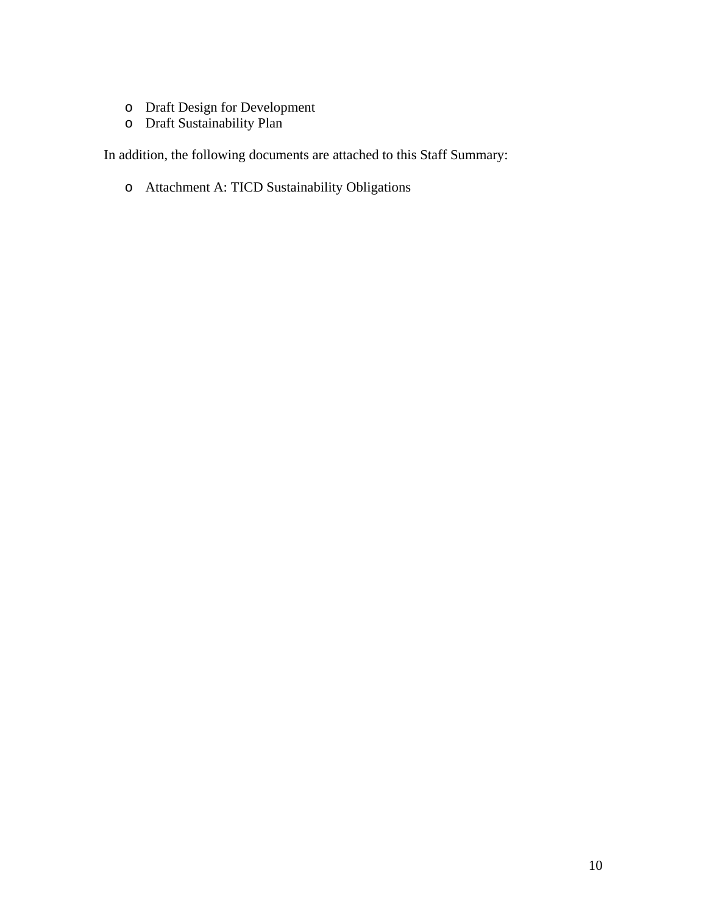- Draft Design for Development
- Draft Sustainability Plan

In addition, the following documents are attached to this Staff Summary:

- Attachment A: TICD Sustainability Obligations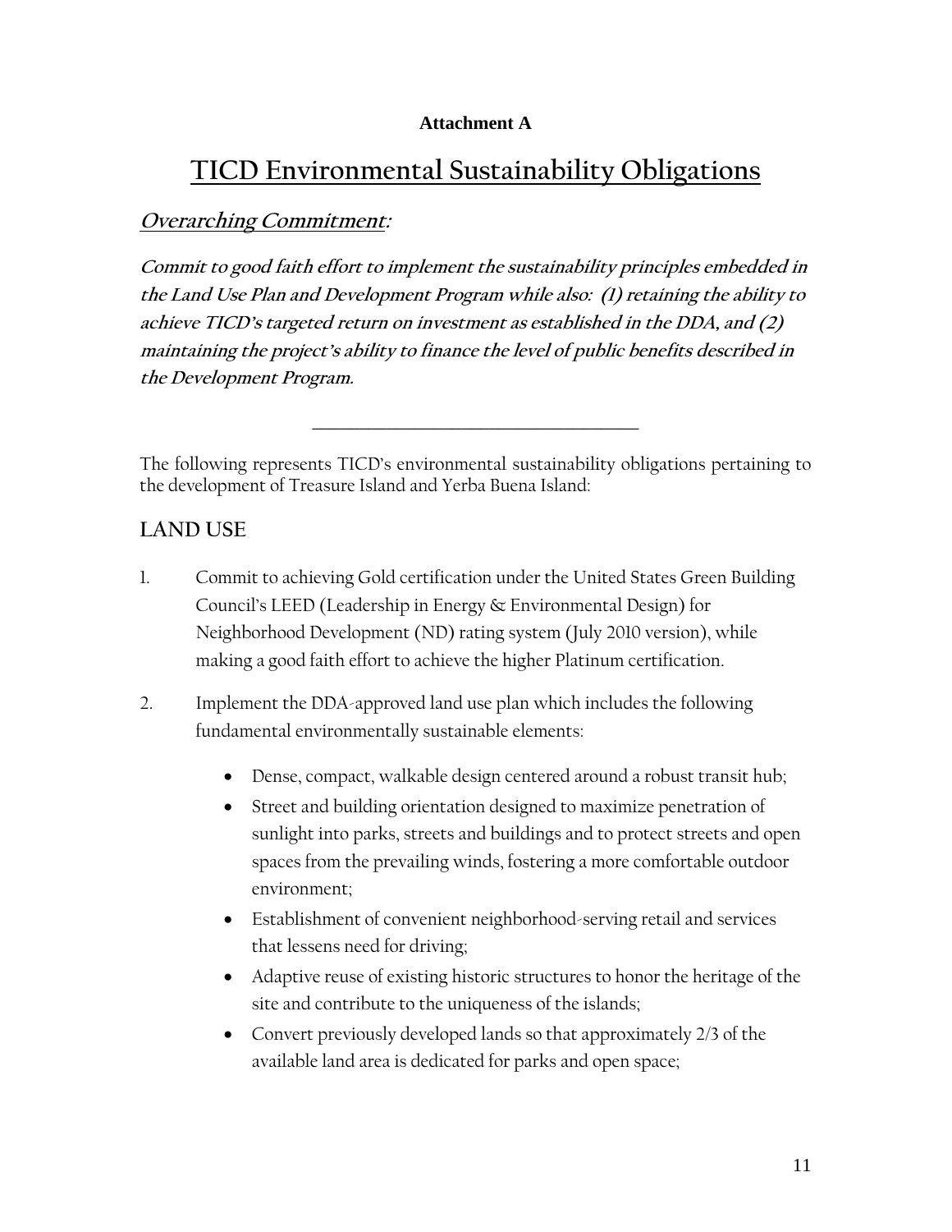**Attachment A**

# TICD Environmental Sustainability Obligations

## ***Overarching Commitment*:**

***Commit to good faith effort to implement the sustainability principles embedded in the Land Use Plan and Development Program while also: (1) retaining the ability to achieve TICD's targeted return on investment as established in the DDA, and (2) maintaining the project's ability to finance the level of public benefits described in the Development Program.***

---

The following represents TICD's environmental sustainability obligations pertaining to the development of Treasure Island and Yerba Buena Island:

## LAND USE

1. Commit to achieving Gold certification under the United States Green Building Council's LEED (Leadership in Energy & Environmental Design) for Neighborhood Development (ND) rating system (July 2010 version), while making a good faith effort to achieve the higher Platinum certification.

2. Implement the DDA-approved land use plan which includes the following fundamental environmentally sustainable elements:

    - Dense, compact, walkable design centered around a robust transit hub;
    - Street and building orientation designed to maximize penetration of sunlight into parks, streets and buildings and to protect streets and open spaces from the prevailing winds, fostering a more comfortable outdoor environment;
    - Establishment of convenient neighborhood-serving retail and services that lessens need for driving;
    - Adaptive reuse of existing historic structures to honor the heritage of the site and contribute to the uniqueness of the islands;
    - Convert previously developed lands so that approximately 2/3 of the available land area is dedicated for parks and open space;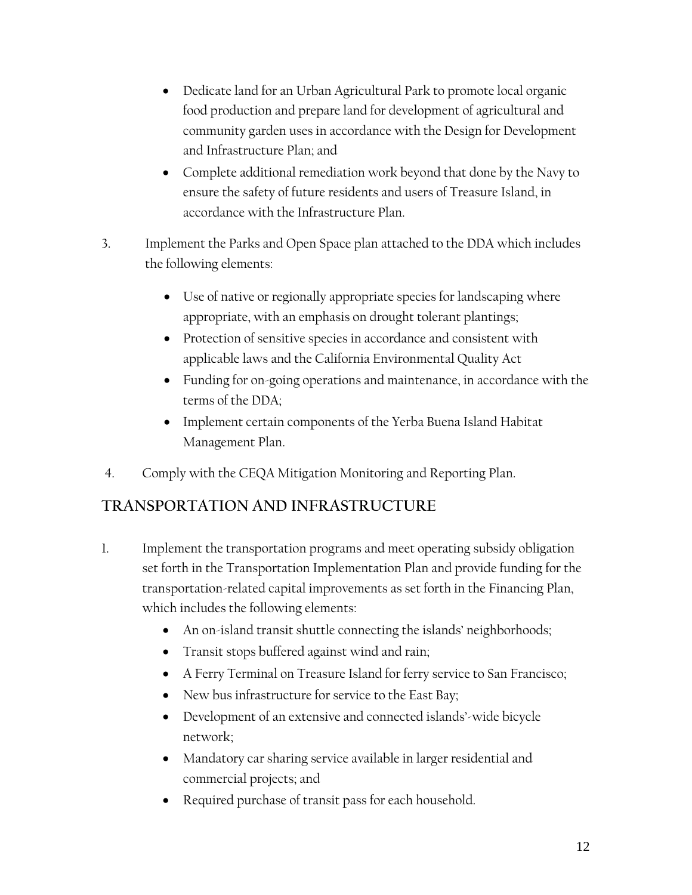- Dedicate land for an Urban Agricultural Park to promote local organic food production and prepare land for development of agricultural and community garden uses in accordance with the Design for Development and Infrastructure Plan; and
- Complete additional remediation work beyond that done by the Navy to ensure the safety of future residents and users of Treasure Island, in accordance with the Infrastructure Plan.

3. Implement the Parks and Open Space plan attached to the DDA which includes the following elements:

   - Use of native or regionally appropriate species for landscaping where appropriate, with an emphasis on drought tolerant plantings;
   - Protection of sensitive species in accordance and consistent with applicable laws and the California Environmental Quality Act
   - Funding for on-going operations and maintenance, in accordance with the terms of the DDA;
   - Implement certain components of the Yerba Buena Island Habitat Management Plan.

4. Comply with the CEQA Mitigation Monitoring and Reporting Plan.

## TRANSPORTATION AND INFRASTRUCTURE

1. Implement the transportation programs and meet operating subsidy obligation set forth in the Transportation Implementation Plan and provide funding for the transportation-related capital improvements as set forth in the Financing Plan, which includes the following elements:
   - An on-island transit shuttle connecting the islands' neighborhoods;
   - Transit stops buffered against wind and rain;
   - A Ferry Terminal on Treasure Island for ferry service to San Francisco;
   - New bus infrastructure for service to the East Bay;
   - Development of an extensive and connected islands'-wide bicycle network;
   - Mandatory car sharing service available in larger residential and commercial projects; and
   - Required purchase of transit pass for each household.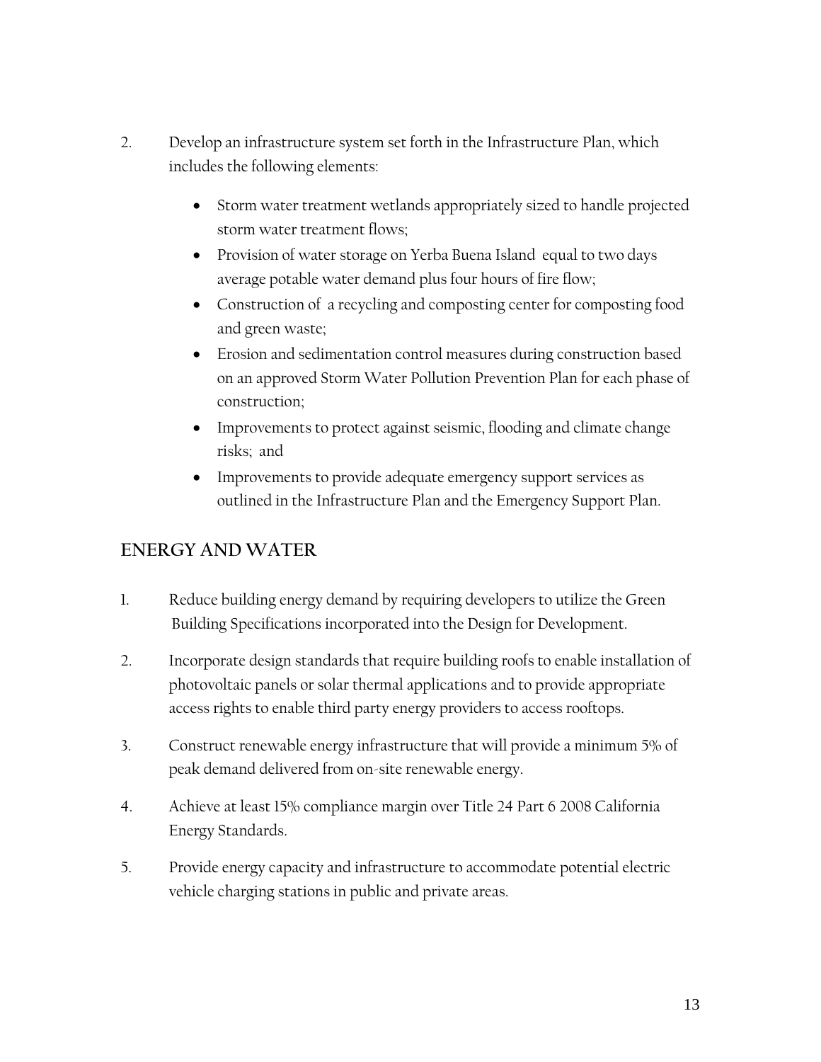2. Develop an infrastructure system set forth in the Infrastructure Plan, which includes the following elements:

   - Storm water treatment wetlands appropriately sized to handle projected storm water treatment flows;
   - Provision of water storage on Yerba Buena Island equal to two days average potable water demand plus four hours of fire flow;
   - Construction of a recycling and composting center for composting food and green waste;
   - Erosion and sedimentation control measures during construction based on an approved Storm Water Pollution Prevention Plan for each phase of construction;
   - Improvements to protect against seismic, flooding and climate change risks; and
   - Improvements to provide adequate emergency support services as outlined in the Infrastructure Plan and the Emergency Support Plan.

## ENERGY AND WATER

1. Reduce building energy demand by requiring developers to utilize the Green Building Specifications incorporated into the Design for Development.
2. Incorporate design standards that require building roofs to enable installation of photovoltaic panels or solar thermal applications and to provide appropriate access rights to enable third party energy providers to access rooftops.
3. Construct renewable energy infrastructure that will provide a minimum 5% of peak demand delivered from on-site renewable energy.
4. Achieve at least 15% compliance margin over Title 24 Part 6 2008 California Energy Standards.
5. Provide energy capacity and infrastructure to accommodate potential electric vehicle charging stations in public and private areas.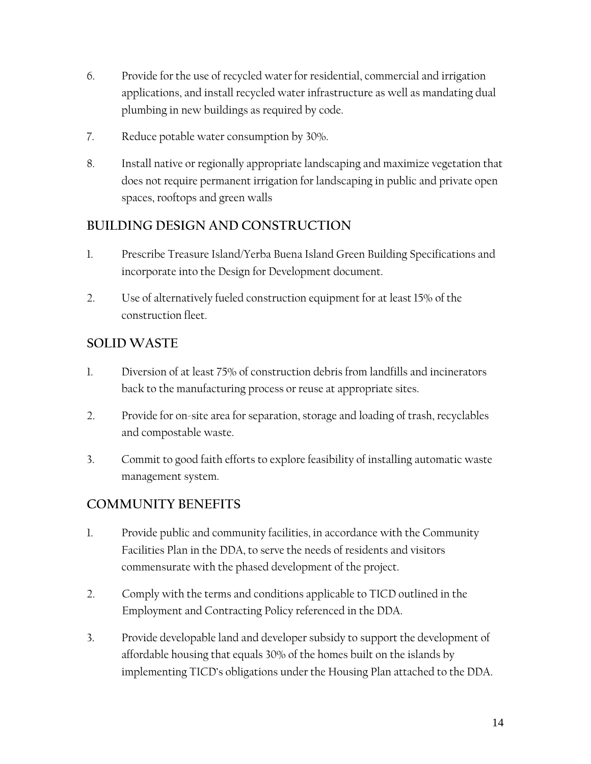6. Provide for the use of recycled water for residential, commercial and irrigation applications, and install recycled water infrastructure as well as mandating dual plumbing in new buildings as required by code.

7. Reduce potable water consumption by 30%.

8. Install native or regionally appropriate landscaping and maximize vegetation that does not require permanent irrigation for landscaping in public and private open spaces, rooftops and green walls

## BUILDING DESIGN AND CONSTRUCTION

1. Prescribe Treasure Island/Yerba Buena Island Green Building Specifications and incorporate into the Design for Development document.

2. Use of alternatively fueled construction equipment for at least 15% of the construction fleet.

## SOLID WASTE

1. Diversion of at least 75% of construction debris from landfills and incinerators back to the manufacturing process or reuse at appropriate sites.

2. Provide for on-site area for separation, storage and loading of trash, recyclables and compostable waste.

3. Commit to good faith efforts to explore feasibility of installing automatic waste management system.

## COMMUNITY BENEFITS

1. Provide public and community facilities, in accordance with the Community Facilities Plan in the DDA, to serve the needs of residents and visitors commensurate with the phased development of the project.

2. Comply with the terms and conditions applicable to TICD outlined in the Employment and Contracting Policy referenced in the DDA.

3. Provide developable land and developer subsidy to support the development of affordable housing that equals 30% of the homes built on the islands by implementing TICD's obligations under the Housing Plan attached to the DDA.